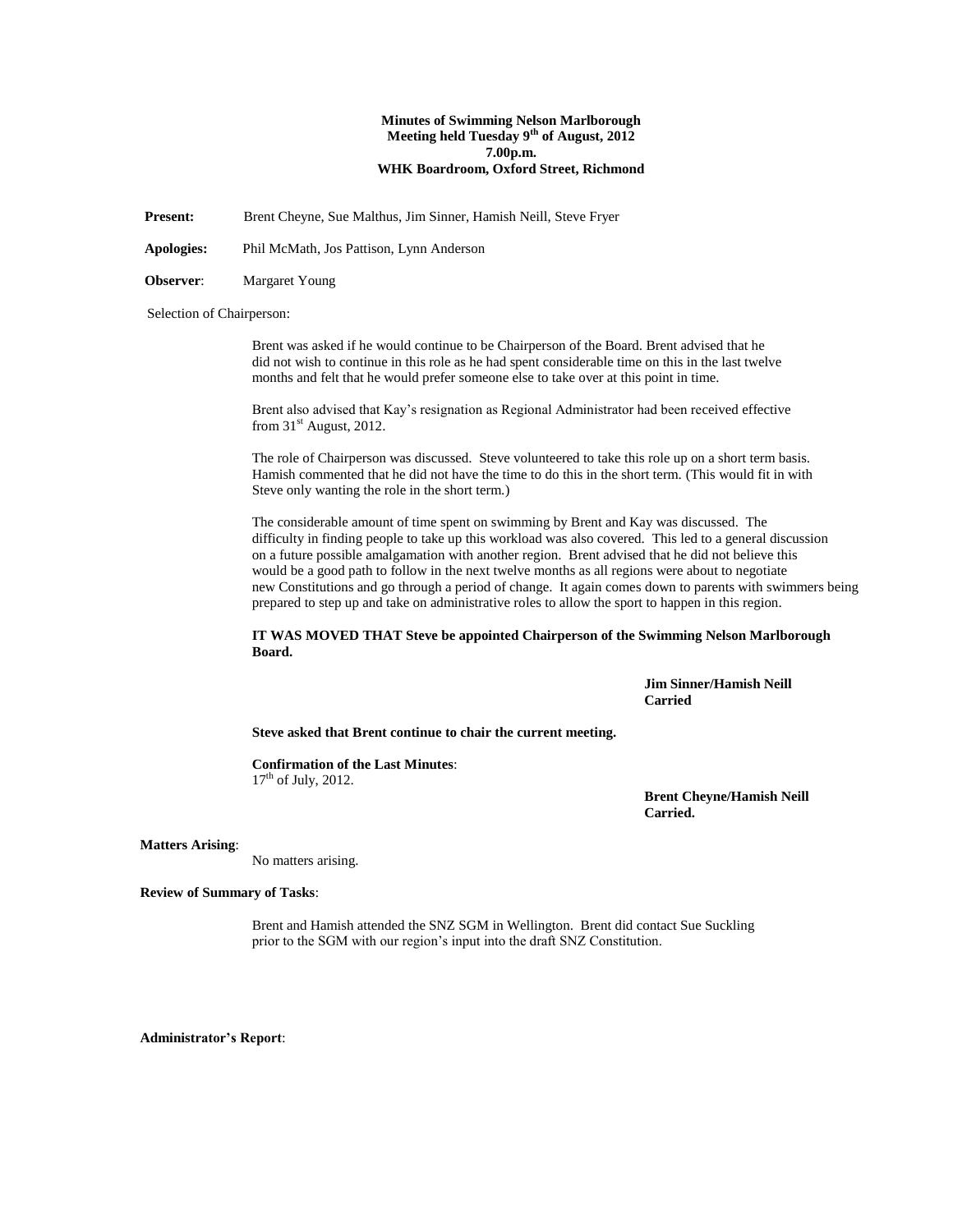**Minutes of Swimming Nelson Marlborough**
**Meeting held Tuesday 9th of August, 2012**
**7.00p.m.**
**WHK Boardroom, Oxford Street, Richmond**

**Present:** Brent Cheyne, Sue Malthus, Jim Sinner, Hamish Neill, Steve Fryer

**Apologies:** Phil McMath, Jos Pattison, Lynn Anderson

**Observer**: Margaret Young

Selection of Chairperson:

Brent was asked if he would continue to be Chairperson of the Board. Brent advised that he did not wish to continue in this role as he had spent considerable time on this in the last twelve months and felt that he would prefer someone else to take over at this point in time.

Brent also advised that Kay's resignation as Regional Administrator had been received effective from 31st August, 2012.

The role of Chairperson was discussed. Steve volunteered to take this role up on a short term basis. Hamish commented that he did not have the time to do this in the short term. (This would fit in with Steve only wanting the role in the short term.)

The considerable amount of time spent on swimming by Brent and Kay was discussed. The difficulty in finding people to take up this workload was also covered. This led to a general discussion on a future possible amalgamation with another region. Brent advised that he did not believe this would be a good path to follow in the next twelve months as all regions were about to negotiate new Constitutions and go through a period of change. It again comes down to parents with swimmers being prepared to step up and take on administrative roles to allow the sport to happen in this region.

**IT WAS MOVED THAT Steve be appointed Chairperson of the Swimming Nelson Marlborough Board.**

**Jim Sinner/Hamish Neill**
**Carried**

**Steve asked that Brent continue to chair the current meeting.**

**Confirmation of the Last Minutes**:
17th of July, 2012.

**Brent Cheyne/Hamish Neill**
**Carried.**

**Matters Arising**:

No matters arising.

**Review of Summary of Tasks**:

Brent and Hamish attended the SNZ SGM in Wellington. Brent did contact Sue Suckling prior to the SGM with our region's input into the draft SNZ Constitution.

**Administrator's Report**: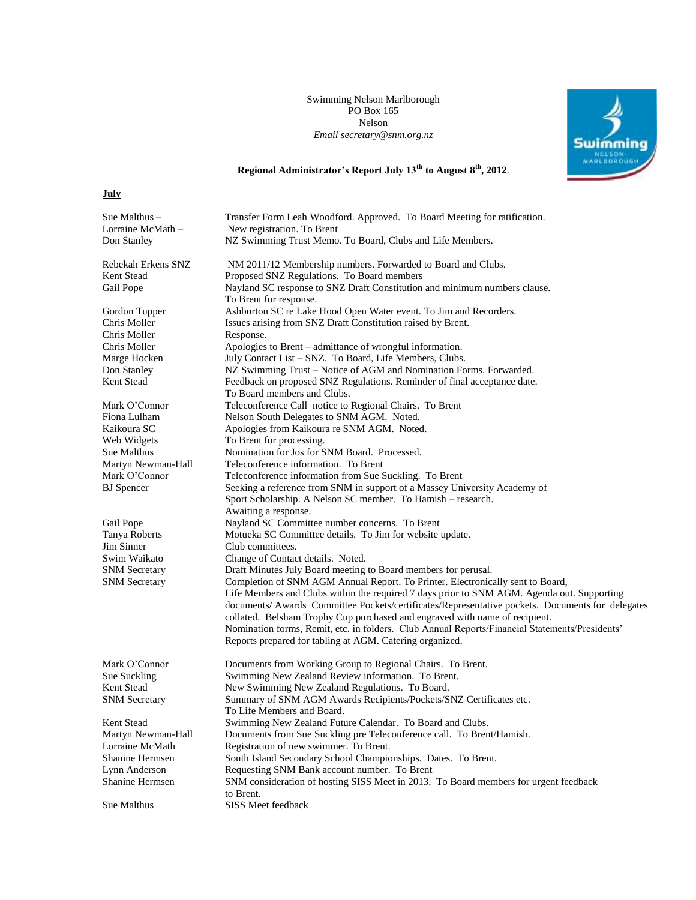Swimming Nelson Marlborough
PO Box 165
Nelson
*Email secretary@snm.org.nz*

**Regional Administrator's Report July 13th to August 8th, 2012**.

**July**

| | |
|---|---|
| Sue Malthus – | Transfer Form Leah Woodford. Approved. To Board Meeting for ratification. |
| Lorraine McMath – | New registration. To Brent |
| Don Stanley | NZ Swimming Trust Memo. To Board, Clubs and Life Members. |
| Rebekah Erkens SNZ | NM 2011/12 Membership numbers. Forwarded to Board and Clubs. |
| Kent Stead | Proposed SNZ Regulations. To Board members |
| Gail Pope | Nayland SC response to SNZ Draft Constitution and minimum numbers clause. To Brent for response. |
| Gordon Tupper | Ashburton SC re Lake Hood Open Water event. To Jim and Recorders. |
| Chris Moller | Issues arising from SNZ Draft Constitution raised by Brent. |
| Chris Moller | Response. |
| Chris Moller | Apologies to Brent – admittance of wrongful information. |
| Marge Hocken | July Contact List – SNZ. To Board, Life Members, Clubs. |
| Don Stanley | NZ Swimming Trust – Notice of AGM and Nomination Forms. Forwarded. |
| Kent Stead | Feedback on proposed SNZ Regulations. Reminder of final acceptance date. To Board members and Clubs. |
| Mark O'Connor | Teleconference Call notice to Regional Chairs. To Brent |
| Fiona Lulham | Nelson South Delegates to SNM AGM. Noted. |
| Kaikoura SC | Apologies from Kaikoura re SNM AGM. Noted. |
| Web Widgets | To Brent for processing. |
| Sue Malthus | Nomination for Jos for SNM Board. Processed. |
| Martyn Newman-Hall | Teleconference information. To Brent |
| Mark O'Connor | Teleconference information from Sue Suckling. To Brent |
| BJ Spencer | Seeking a reference from SNM in support of a Massey University Academy of Sport Scholarship. A Nelson SC member. To Hamish – research. Awaiting a response. |
| Gail Pope | Nayland SC Committee number concerns. To Brent |
| Tanya Roberts | Motueka SC Committee details. To Jim for website update. |
| Jim Sinner | Club committees. |
| Swim Waikato | Change of Contact details. Noted. |
| SNM Secretary | Draft Minutes July Board meeting to Board members for perusal. |
| SNM Secretary | Completion of SNM AGM Annual Report. To Printer. Electronically sent to Board, Life Members and Clubs within the required 7 days prior to SNM AGM. Agenda out. Supporting documents/ Awards Committee Pockets/certificates/Representative pockets. Documents for delegates collated. Belsham Trophy Cup purchased and engraved with name of recipient. Nomination forms, Remit, etc. in folders. Club Annual Reports/Financial Statements/Presidents' Reports prepared for tabling at AGM. Catering organized. |
| Mark O'Connor | Documents from Working Group to Regional Chairs. To Brent. |
| Sue Suckling | Swimming New Zealand Review information. To Brent. |
| Kent Stead | New Swimming New Zealand Regulations. To Board. |
| SNM Secretary | Summary of SNM AGM Awards Recipients/Pockets/SNZ Certificates etc. To Life Members and Board. |
| Kent Stead | Swimming New Zealand Future Calendar. To Board and Clubs. |
| Martyn Newman-Hall | Documents from Sue Suckling pre Teleconference call. To Brent/Hamish. |
| Lorraine McMath | Registration of new swimmer. To Brent. |
| Shanine Hermsen | South Island Secondary School Championships. Dates. To Brent. |
| Lynn Anderson | Requesting SNM Bank account number. To Brent |
| Shanine Hermsen | SNM consideration of hosting SISS Meet in 2013. To Board members for urgent feedback to Brent. |
| Sue Malthus | SISS Meet feedback |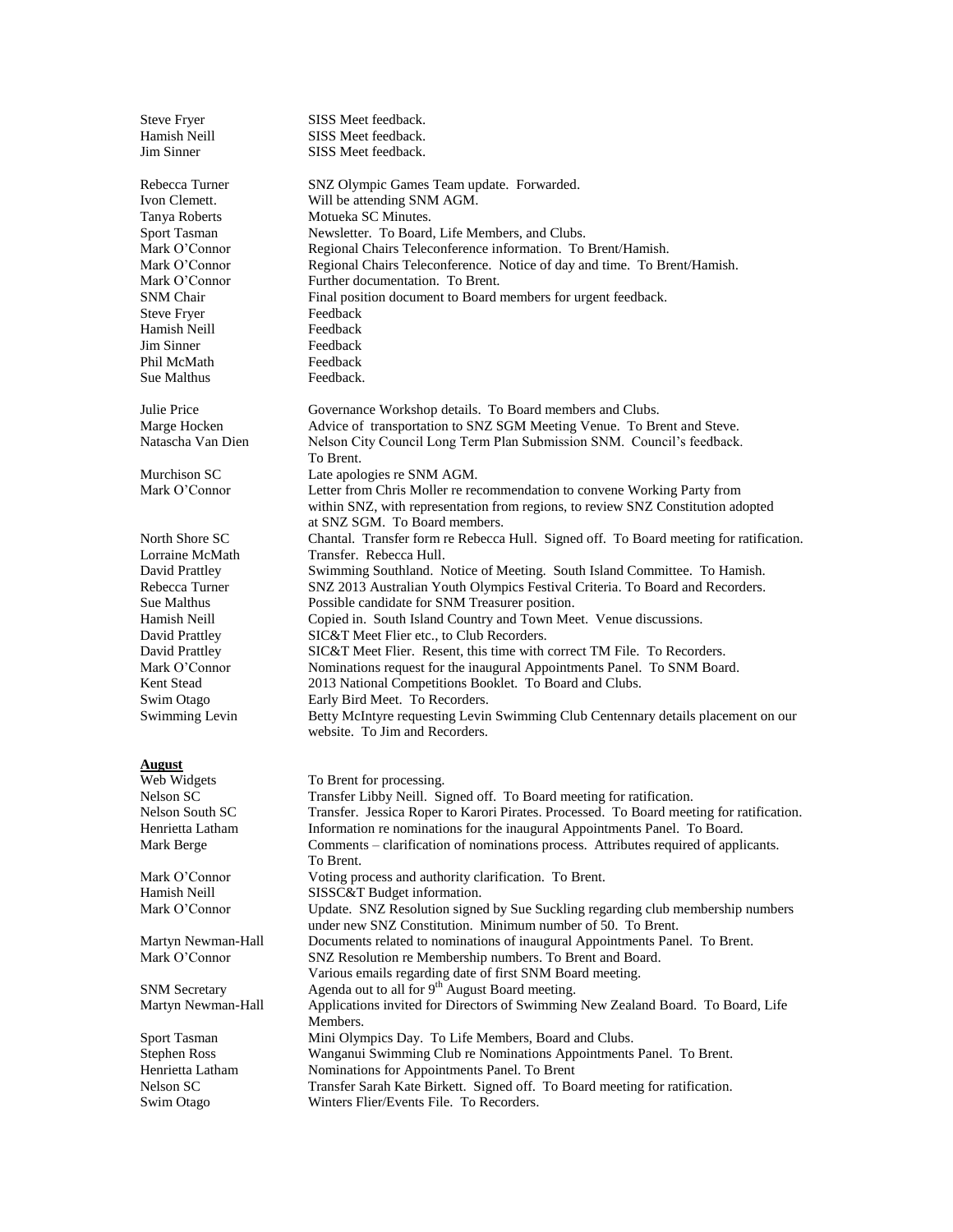| | |
|---|---|
| Steve Fryer | SISS Meet feedback. |
| Hamish Neill | SISS Meet feedback. |
| Jim Sinner | SISS Meet feedback. |
| | |
| Rebecca Turner | SNZ Olympic Games Team update. Forwarded. |
| Ivon Clemett. | Will be attending SNM AGM. |
| Tanya Roberts | Motueka SC Minutes. |
| Sport Tasman | Newsletter. To Board, Life Members, and Clubs. |
| Mark O'Connor | Regional Chairs Teleconference information. To Brent/Hamish. |
| Mark O'Connor | Regional Chairs Teleconference. Notice of day and time. To Brent/Hamish. |
| Mark O'Connor | Further documentation. To Brent. |
| SNM Chair | Final position document to Board members for urgent feedback. |
| Steve Fryer | Feedback |
| Hamish Neill | Feedback |
| Jim Sinner | Feedback |
| Phil McMath | Feedback |
| Sue Malthus | Feedback. |
| | |
| Julie Price | Governance Workshop details. To Board members and Clubs. |
| Marge Hocken | Advice of transportation to SNZ SGM Meeting Venue. To Brent and Steve. |
| Natascha Van Dien | Nelson City Council Long Term Plan Submission SNM. Council's feedback. To Brent. |
| Murchison SC | Late apologies re SNM AGM. |
| Mark O'Connor | Letter from Chris Moller re recommendation to convene Working Party from within SNZ, with representation from regions, to review SNZ Constitution adopted at SNZ SGM. To Board members. |
| North Shore SC | Chantal. Transfer form re Rebecca Hull. Signed off. To Board meeting for ratification. |
| Lorraine McMath | Transfer. Rebecca Hull. |
| David Prattley | Swimming Southland. Notice of Meeting. South Island Committee. To Hamish. |
| Rebecca Turner | SNZ 2013 Australian Youth Olympics Festival Criteria. To Board and Recorders. |
| Sue Malthus | Possible candidate for SNM Treasurer position. |
| Hamish Neill | Copied in. South Island Country and Town Meet. Venue discussions. |
| David Prattley | SIC&T Meet Flier etc., to Club Recorders. |
| David Prattley | SIC&T Meet Flier. Resent, this time with correct TM File. To Recorders. |
| Mark O'Connor | Nominations request for the inaugural Appointments Panel. To SNM Board. |
| Kent Stead | 2013 National Competitions Booklet. To Board and Clubs. |
| Swim Otago | Early Bird Meet. To Recorders. |
| Swimming Levin | Betty McIntyre requesting Levin Swimming Club Centennary details placement on our website. To Jim and Recorders. |

**August**

| | |
|---|---|
| Web Widgets | To Brent for processing. |
| Nelson SC | Transfer Libby Neill. Signed off. To Board meeting for ratification. |
| Nelson South SC | Transfer. Jessica Roper to Karori Pirates. Processed. To Board meeting for ratification. |
| Henrietta Latham | Information re nominations for the inaugural Appointments Panel. To Board. |
| Mark Berge | Comments – clarification of nominations process. Attributes required of applicants. To Brent. |
| Mark O'Connor | Voting process and authority clarification. To Brent. |
| Hamish Neill | SISSC&T Budget information. |
| Mark O'Connor | Update. SNZ Resolution signed by Sue Suckling regarding club membership numbers under new SNZ Constitution. Minimum number of 50. To Brent. |
| Martyn Newman-Hall | Documents related to nominations of inaugural Appointments Panel. To Brent. |
| Mark O'Connor | SNZ Resolution re Membership numbers. To Brent and Board. Various emails regarding date of first SNM Board meeting. |
| SNM Secretary | Agenda out to all for 9th August Board meeting. |
| Martyn Newman-Hall | Applications invited for Directors of Swimming New Zealand Board. To Board, Life Members. |
| Sport Tasman | Mini Olympics Day. To Life Members, Board and Clubs. |
| Stephen Ross | Wanganui Swimming Club re Nominations Appointments Panel. To Brent. |
| Henrietta Latham | Nominations for Appointments Panel. To Brent |
| Nelson SC | Transfer Sarah Kate Birkett. Signed off. To Board meeting for ratification. |
| Swim Otago | Winters Flier/Events File. To Recorders. |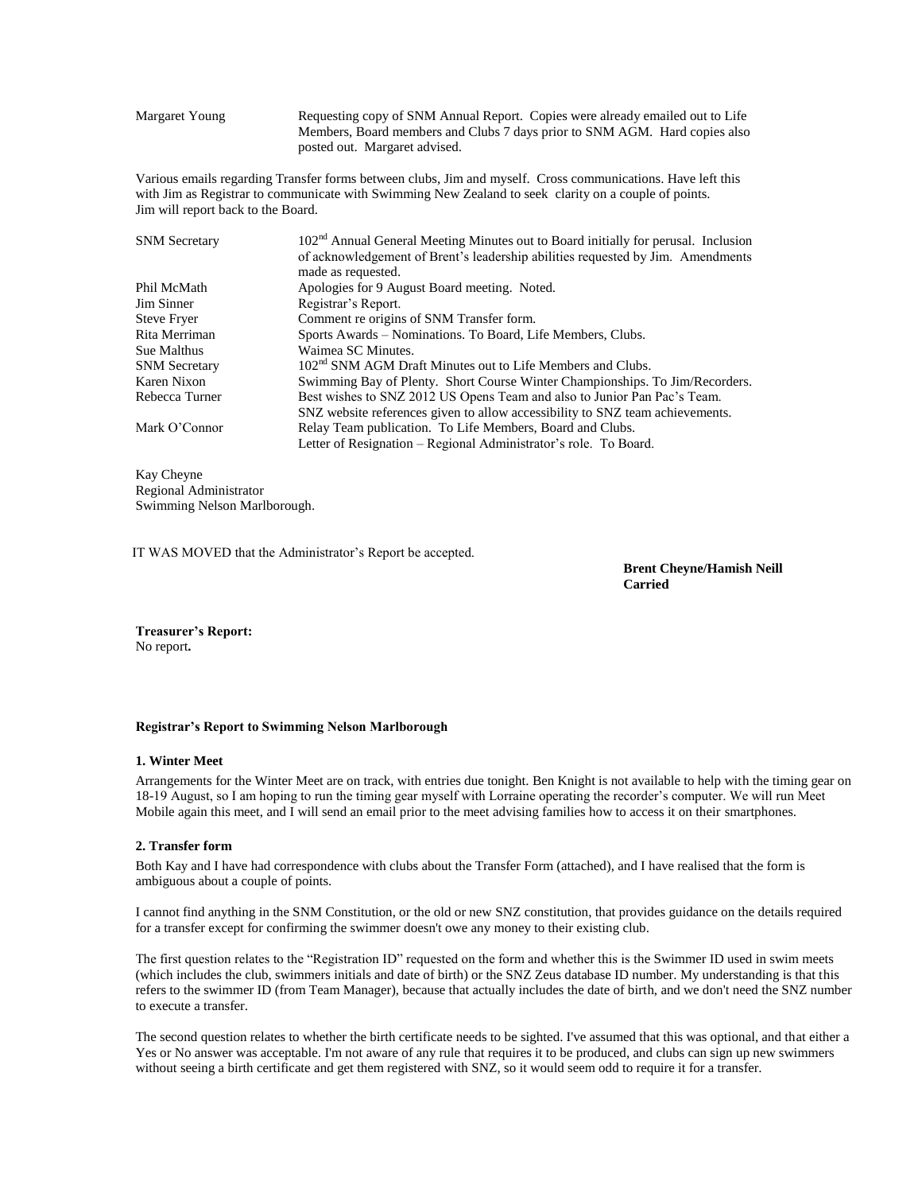| | |
|---|---|
| Margaret Young | Requesting copy of SNM Annual Report. Copies were already emailed out to Life Members, Board members and Clubs 7 days prior to SNM AGM. Hard copies also posted out. Margaret advised. |

Various emails regarding Transfer forms between clubs, Jim and myself. Cross communications. Have left this with Jim as Registrar to communicate with Swimming New Zealand to seek clarity on a couple of points. Jim will report back to the Board.

| | |
|---|---|
| SNM Secretary | 102nd Annual General Meeting Minutes out to Board initially for perusal. Inclusion of acknowledgement of Brent's leadership abilities requested by Jim. Amendments made as requested. |
| Phil McMath | Apologies for 9 August Board meeting. Noted. |
| Jim Sinner | Registrar's Report. |
| Steve Fryer | Comment re origins of SNM Transfer form. |
| Rita Merriman | Sports Awards – Nominations. To Board, Life Members, Clubs. |
| Sue Malthus | Waimea SC Minutes. |
| SNM Secretary | 102nd SNM AGM Draft Minutes out to Life Members and Clubs. |
| Karen Nixon | Swimming Bay of Plenty. Short Course Winter Championships. To Jim/Recorders. |
| Rebecca Turner | Best wishes to SNZ 2012 US Opens Team and also to Junior Pan Pac's Team. SNZ website references given to allow accessibility to SNZ team achievements. |
| Mark O'Connor | Relay Team publication. To Life Members, Board and Clubs. Letter of Resignation – Regional Administrator's role. To Board. |

Kay Cheyne
Regional Administrator
Swimming Nelson Marlborough.

IT WAS MOVED that the Administrator's Report be accepted.

**Brent Cheyne/Hamish Neill**
**Carried**

**Treasurer's Report:**
No report.

**Registrar's Report to Swimming Nelson Marlborough**

**1. Winter Meet**

Arrangements for the Winter Meet are on track, with entries due tonight. Ben Knight is not available to help with the timing gear on 18-19 August, so I am hoping to run the timing gear myself with Lorraine operating the recorder's computer. We will run Meet Mobile again this meet, and I will send an email prior to the meet advising families how to access it on their smartphones.

**2. Transfer form**

Both Kay and I have had correspondence with clubs about the Transfer Form (attached), and I have realised that the form is ambiguous about a couple of points.

I cannot find anything in the SNM Constitution, or the old or new SNZ constitution, that provides guidance on the details required for a transfer except for confirming the swimmer doesn't owe any money to their existing club.

The first question relates to the "Registration ID" requested on the form and whether this is the Swimmer ID used in swim meets (which includes the club, swimmers initials and date of birth) or the SNZ Zeus database ID number. My understanding is that this refers to the swimmer ID (from Team Manager), because that actually includes the date of birth, and we don't need the SNZ number to execute a transfer.

The second question relates to whether the birth certificate needs to be sighted. I've assumed that this was optional, and that either a Yes or No answer was acceptable. I'm not aware of any rule that requires it to be produced, and clubs can sign up new swimmers without seeing a birth certificate and get them registered with SNZ, so it would seem odd to require it for a transfer.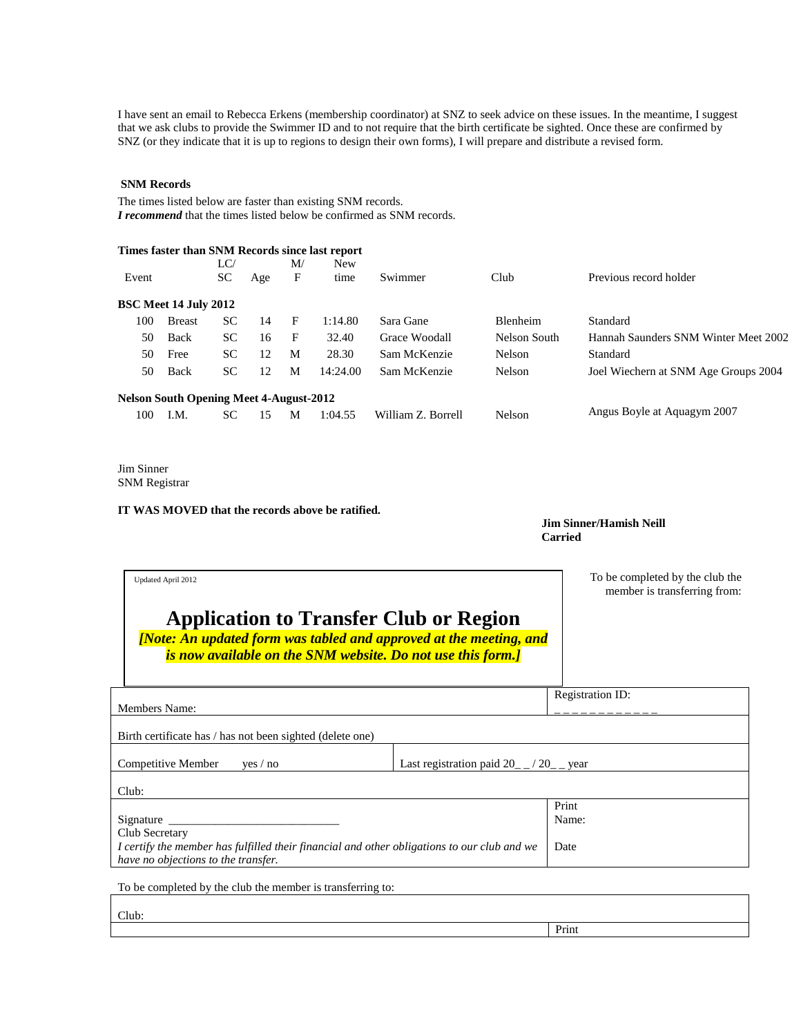I have sent an email to Rebecca Erkens (membership coordinator) at SNZ to seek advice on these issues. In the meantime, I suggest that we ask clubs to provide the Swimmer ID and to not require that the birth certificate be sighted. Once these are confirmed by SNZ (or they indicate that it is up to regions to design their own forms), I will prepare and distribute a revised form.

**SNM Records**

The times listed below are faster than existing SNM records.
***I recommend*** that the times listed below be confirmed as SNM records.

**Times faster than SNM Records since last report**

| Event | | LC/ SC | Age | M/ F | New time | Swimmer | Club | Previous record holder |
|---|---|---|---|---|---|---|---|---|
| **BSC Meet 14 July 2012** | | | | | | | | |
| 100 | Breast | SC | 14 | F | 1:14.80 | Sara Gane | Blenheim | Standard |
| 50 | Back | SC | 16 | F | 32.40 | Grace Woodall | Nelson South | Hannah Saunders SNM Winter Meet 2002 |
| 50 | Free | SC | 12 | M | 28.30 | Sam McKenzie | Nelson | Standard |
| 50 | Back | SC | 12 | M | 14:24.00 | Sam McKenzie | Nelson | Joel Wiechern at SNM Age Groups 2004 |
| **Nelson South Opening Meet 4-August-2012** | | | | | | | | |
| 100 | I.M. | SC | 15 | M | 1:04.55 | William Z. Borrell | Nelson | Angus Boyle at Aquagym 2007 |

Jim Sinner
SNM Registrar

**IT WAS MOVED that the records above be ratified.**

**Jim Sinner/Hamish Neill**
**Carried**

Updated April 2012

# Application to Transfer Club or Region

***[Note: An updated form was tabled and approved at the meeting, and is now available on the SNM website. Do not use this form.]***

To be completed by the club the member is transferring from:

| | |
|---|---|
| Members Name: | Registration ID: _ _ _ _ _ _ _ _ _ _ _ _ |
| Birth certificate has / has not been sighted (delete one) | |
| Competitive Member yes / no | Last registration paid 20_ _ / 20_ _ year |
| Club: | |
| Signature ___________________________ Club Secretary *I certify the member has fulfilled their financial and other obligations to our club and we have no objections to the transfer.* | Print Name: Date |

To be completed by the club the member is transferring to:

| | |
|---|---|
| Club: | |
| | Print |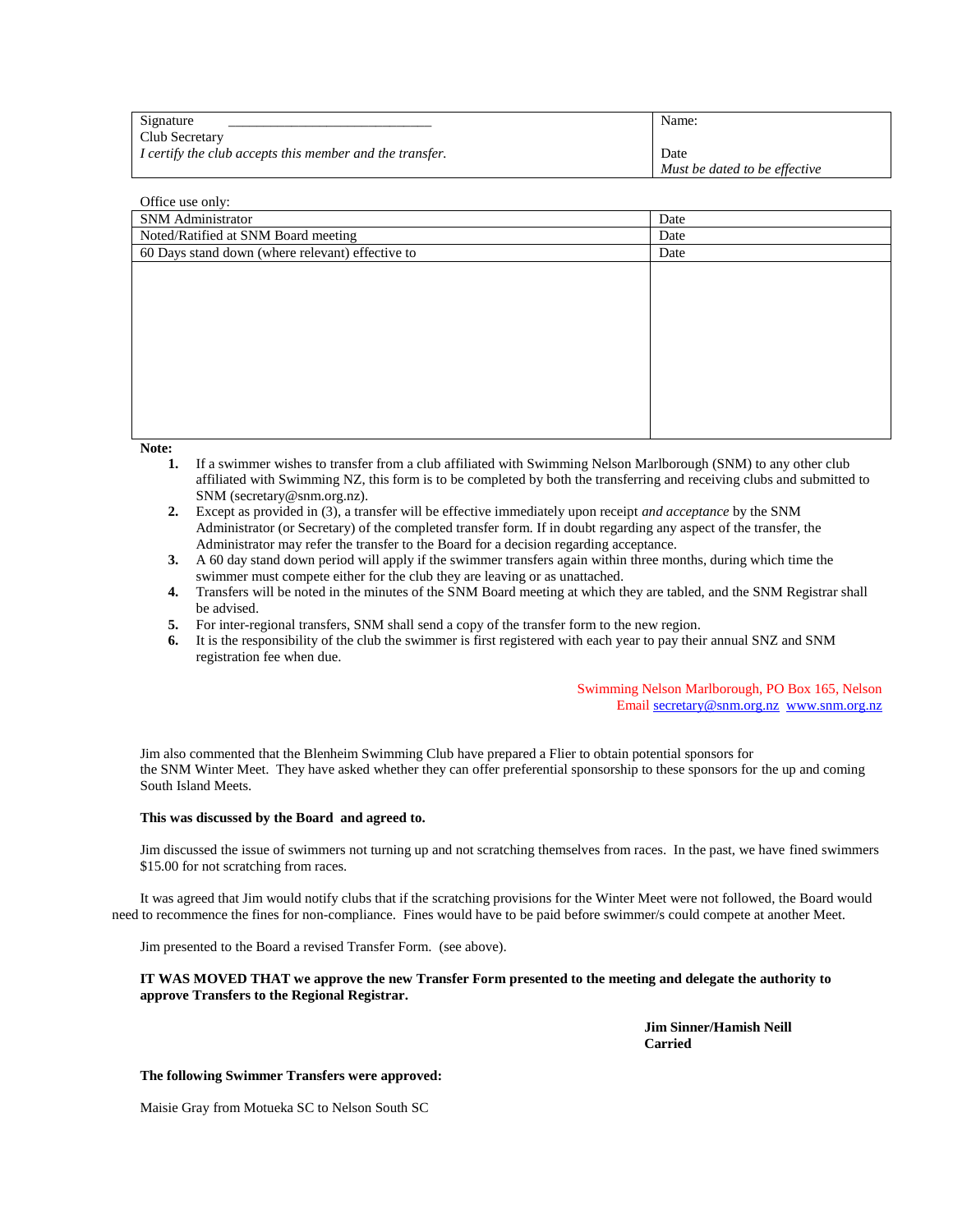| Signature ____________________________ Club Secretary *I certify the club accepts this member and the transfer.* | Name: Date *Must be dated to be effective* |
|---|---|

Office use only:

| SNM Administrator | Date |
|---|---|
| Noted/Ratified at SNM Board meeting | Date |
| 60 Days stand down (where relevant) effective to | Date |
| | |

**Note:**

1. If a swimmer wishes to transfer from a club affiliated with Swimming Nelson Marlborough (SNM) to any other club affiliated with Swimming NZ, this form is to be completed by both the transferring and receiving clubs and submitted to SNM (secretary@snm.org.nz).
2. Except as provided in (3), a transfer will be effective immediately upon receipt *and acceptance* by the SNM Administrator (or Secretary) of the completed transfer form. If in doubt regarding any aspect of the transfer, the Administrator may refer the transfer to the Board for a decision regarding acceptance.
3. A 60 day stand down period will apply if the swimmer transfers again within three months, during which time the swimmer must compete either for the club they are leaving or as unattached.
4. Transfers will be noted in the minutes of the SNM Board meeting at which they are tabled, and the SNM Registrar shall be advised.
5. For inter-regional transfers, SNM shall send a copy of the transfer form to the new region.
6. It is the responsibility of the club the swimmer is first registered with each year to pay their annual SNZ and SNM registration fee when due.

Swimming Nelson Marlborough, PO Box 165, Nelson
Email secretary@snm.org.nz www.snm.org.nz

Jim also commented that the Blenheim Swimming Club have prepared a Flier to obtain potential sponsors for the SNM Winter Meet. They have asked whether they can offer preferential sponsorship to these sponsors for the up and coming South Island Meets.

**This was discussed by the Board and agreed to.**

Jim discussed the issue of swimmers not turning up and not scratching themselves from races. In the past, we have fined swimmers $15.00 for not scratching from races.

It was agreed that Jim would notify clubs that if the scratching provisions for the Winter Meet were not followed, the Board would need to recommence the fines for non-compliance. Fines would have to be paid before swimmer/s could compete at another Meet.

Jim presented to the Board a revised Transfer Form. (see above).

**IT WAS MOVED THAT we approve the new Transfer Form presented to the meeting and delegate the authority to approve Transfers to the Regional Registrar.**

**Jim Sinner/Hamish Neill**
**Carried**

**The following Swimmer Transfers were approved:**

Maisie Gray from Motueka SC to Nelson South SC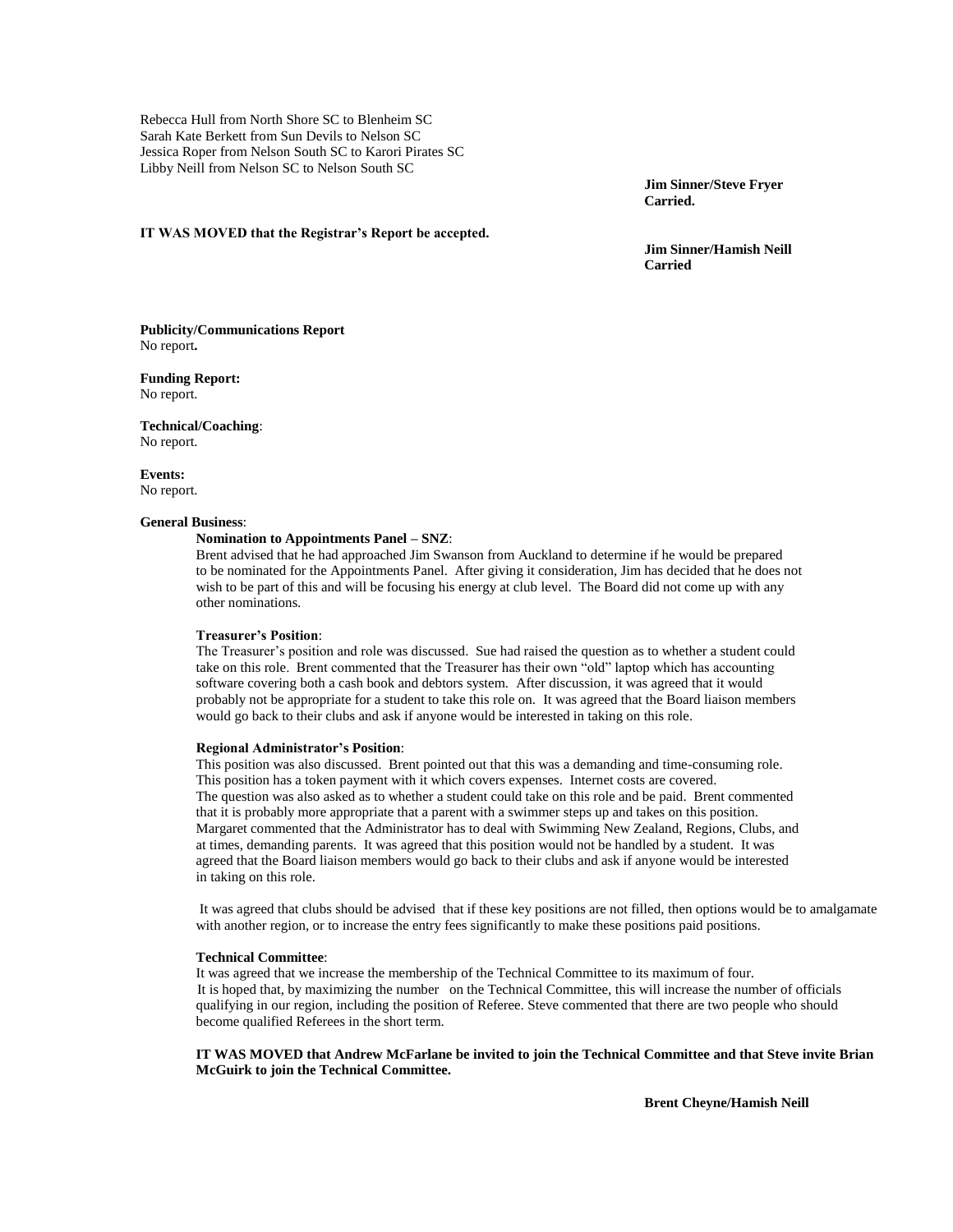Rebecca Hull from North Shore SC to Blenheim SC
Sarah Kate Berkett from Sun Devils to Nelson SC
Jessica Roper from Nelson South SC to Karori Pirates SC
Libby Neill from Nelson SC to Nelson South SC

**Jim Sinner/Steve Fryer**
**Carried.**

**IT WAS MOVED that the Registrar's Report be accepted.**

**Jim Sinner/Hamish Neill**
**Carried**

**Publicity/Communications Report**
No report**.**

**Funding Report:**
No report.

**Technical/Coaching**:
No report.

**Events:**
No report.

**General Business**:

**Nomination to Appointments Panel – SNZ**:
Brent advised that he had approached Jim Swanson from Auckland to determine if he would be prepared to be nominated for the Appointments Panel. After giving it consideration, Jim has decided that he does not wish to be part of this and will be focusing his energy at club level. The Board did not come up with any other nominations.

**Treasurer's Position**:
The Treasurer's position and role was discussed. Sue had raised the question as to whether a student could take on this role. Brent commented that the Treasurer has their own "old" laptop which has accounting software covering both a cash book and debtors system. After discussion, it was agreed that it would probably not be appropriate for a student to take this role on. It was agreed that the Board liaison members would go back to their clubs and ask if anyone would be interested in taking on this role.

**Regional Administrator's Position**:
This position was also discussed. Brent pointed out that this was a demanding and time-consuming role. This position has a token payment with it which covers expenses. Internet costs are covered. The question was also asked as to whether a student could take on this role and be paid. Brent commented that it is probably more appropriate that a parent with a swimmer steps up and takes on this position. Margaret commented that the Administrator has to deal with Swimming New Zealand, Regions, Clubs, and at times, demanding parents. It was agreed that this position would not be handled by a student. It was agreed that the Board liaison members would go back to their clubs and ask if anyone would be interested in taking on this role.

It was agreed that clubs should be advised that if these key positions are not filled, then options would be to amalgamate with another region, or to increase the entry fees significantly to make these positions paid positions.

**Technical Committee**:
It was agreed that we increase the membership of the Technical Committee to its maximum of four. It is hoped that, by maximizing the number on the Technical Committee, this will increase the number of officials qualifying in our region, including the position of Referee. Steve commented that there are two people who should become qualified Referees in the short term.

**IT WAS MOVED that Andrew McFarlane be invited to join the Technical Committee and that Steve invite Brian McGuirk to join the Technical Committee.**

**Brent Cheyne/Hamish Neill**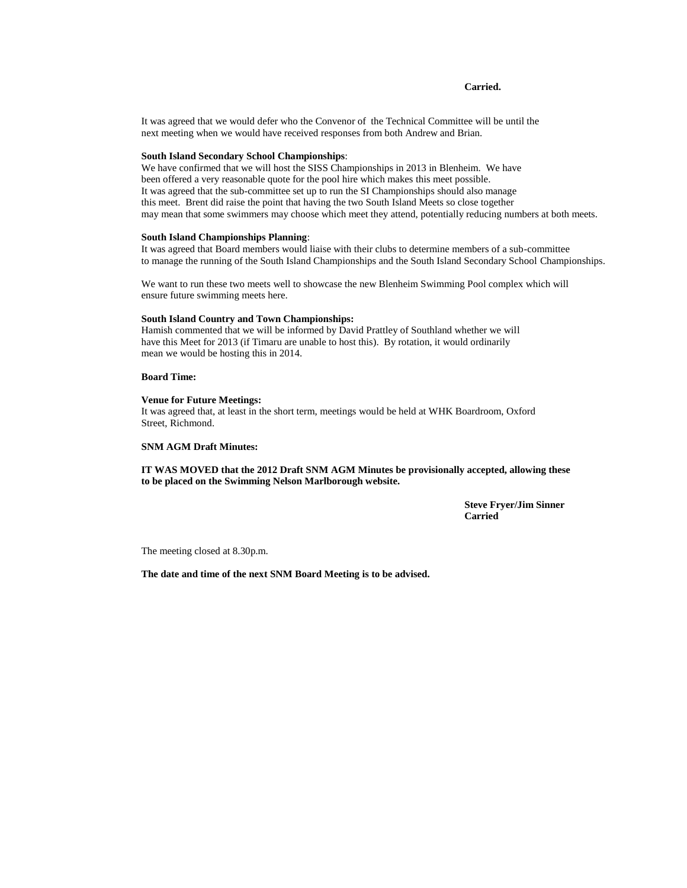**Carried.**

It was agreed that we would defer who the Convenor of the Technical Committee will be until the next meeting when we would have received responses from both Andrew and Brian.

**South Island Secondary School Championships**:
We have confirmed that we will host the SISS Championships in 2013 in Blenheim. We have been offered a very reasonable quote for the pool hire which makes this meet possible. It was agreed that the sub-committee set up to run the SI Championships should also manage this meet. Brent did raise the point that having the two South Island Meets so close together may mean that some swimmers may choose which meet they attend, potentially reducing numbers at both meets.

**South Island Championships Planning**:
It was agreed that Board members would liaise with their clubs to determine members of a sub-committee to manage the running of the South Island Championships and the South Island Secondary School Championships.

We want to run these two meets well to showcase the new Blenheim Swimming Pool complex which will ensure future swimming meets here.

**South Island Country and Town Championships:**
Hamish commented that we will be informed by David Prattley of Southland whether we will have this Meet for 2013 (if Timaru are unable to host this). By rotation, it would ordinarily mean we would be hosting this in 2014.

**Board Time:**

**Venue for Future Meetings:**
It was agreed that, at least in the short term, meetings would be held at WHK Boardroom, Oxford Street, Richmond.

**SNM AGM Draft Minutes:**

**IT WAS MOVED that the 2012 Draft SNM AGM Minutes be provisionally accepted, allowing these to be placed on the Swimming Nelson Marlborough website.**

**Steve Fryer/Jim Sinner**
**Carried**

The meeting closed at 8.30p.m.

**The date and time of the next SNM Board Meeting is to be advised.**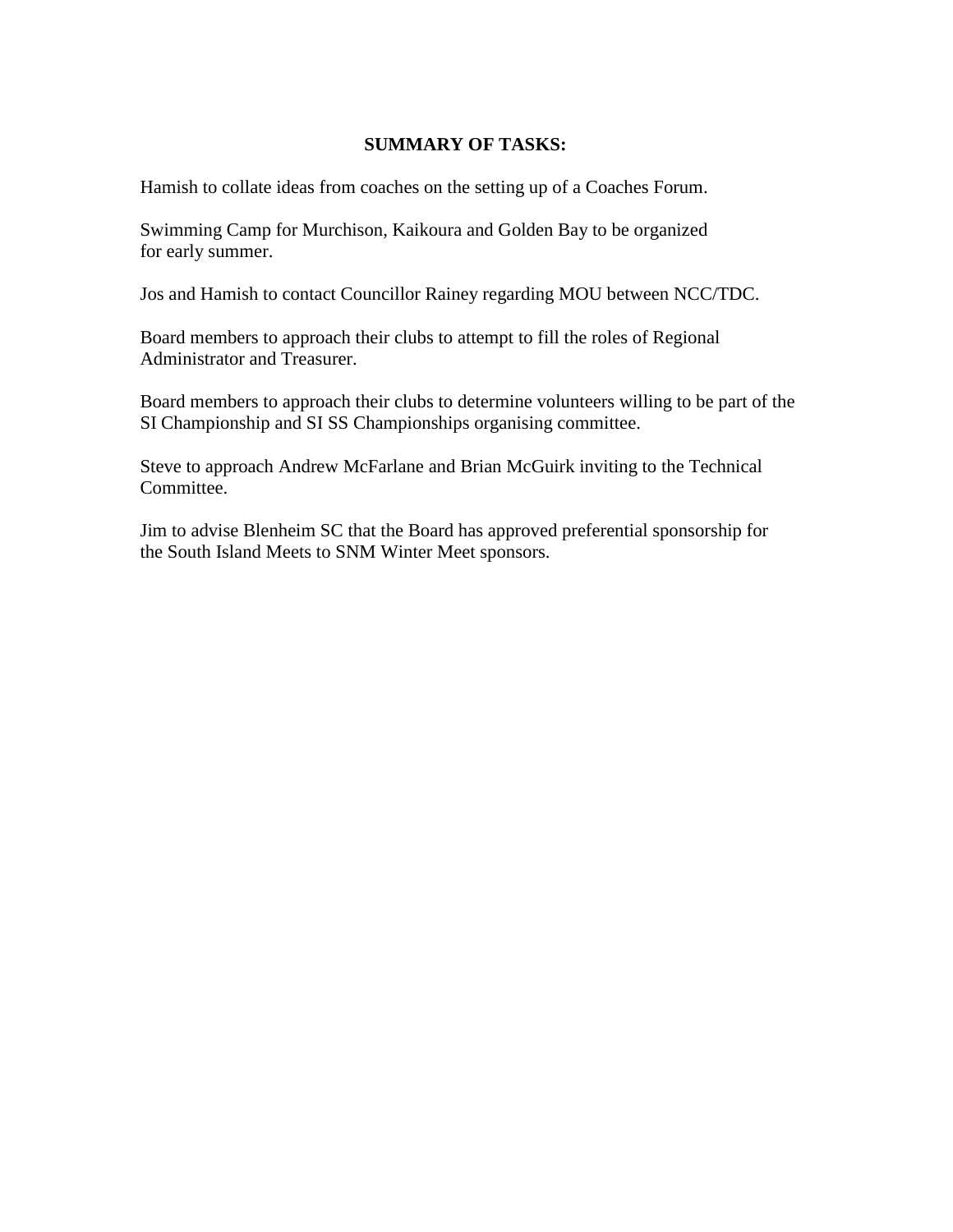**SUMMARY OF TASKS:**

Hamish to collate ideas from coaches on the setting up of a Coaches Forum.

Swimming Camp for Murchison, Kaikoura and Golden Bay to be organized for early summer.

Jos and Hamish to contact Councillor Rainey regarding MOU between NCC/TDC.

Board members to approach their clubs to attempt to fill the roles of Regional Administrator and Treasurer.

Board members to approach their clubs to determine volunteers willing to be part of the SI Championship and SI SS Championships organising committee.

Steve to approach Andrew McFarlane and Brian McGuirk inviting to the Technical Committee.

Jim to advise Blenheim SC that the Board has approved preferential sponsorship for the South Island Meets to SNM Winter Meet sponsors.